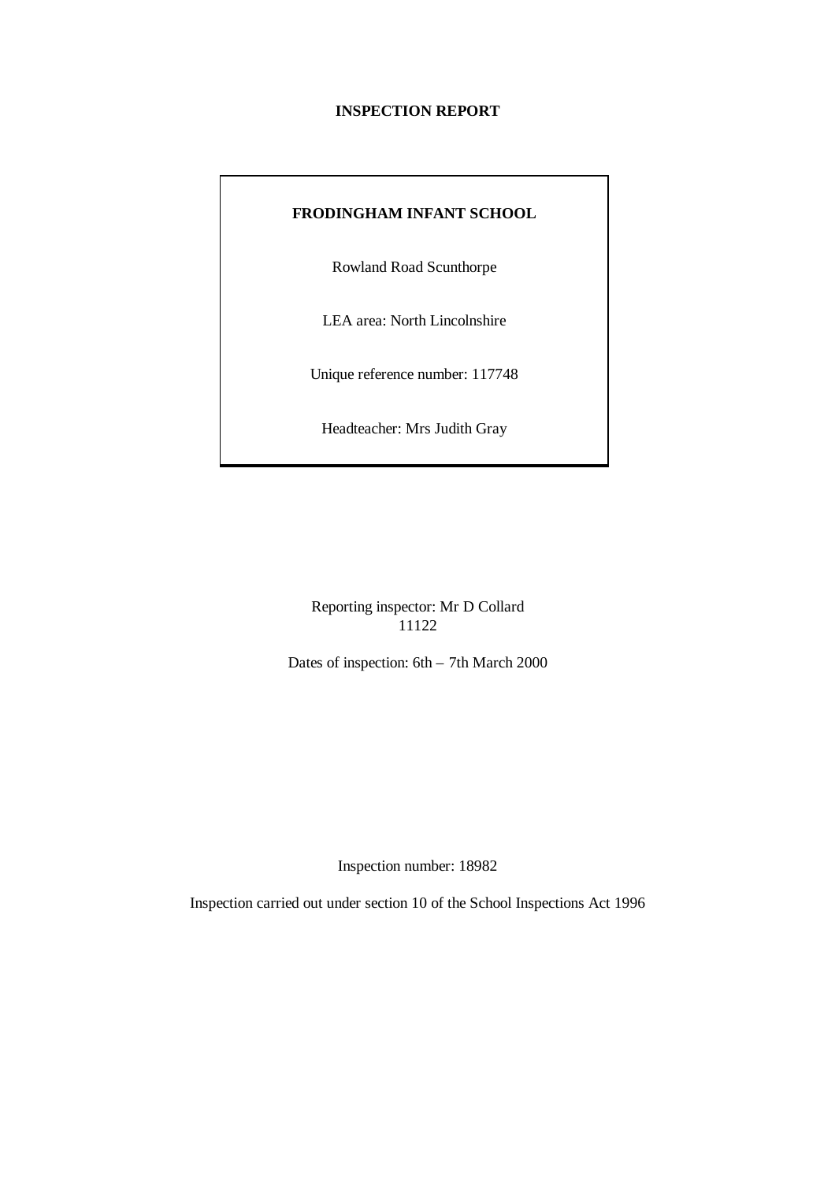# INSPECTION REPORT

**FRODINGHAM INFANT SCHOOL**

Rowland Road Scunthorpe

LEA area: North Lincolnshire

Unique reference number: 117748

Headteacher: Mrs Judith Gray

Reporting inspector: Mr D Collard
11122

Dates of inspection: 6th – 7th March 2000

Inspection number: 18982

Inspection carried out under section 10 of the School Inspections Act 1996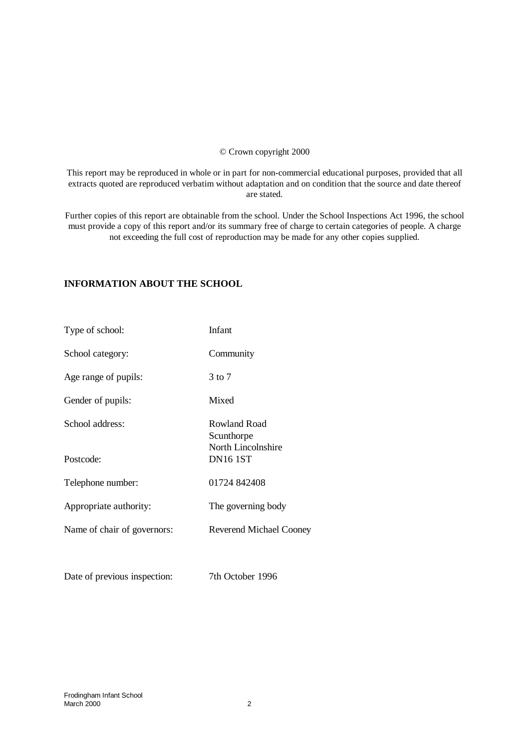© Crown copyright 2000

This report may be reproduced in whole or in part for non-commercial educational purposes, provided that all extracts quoted are reproduced verbatim without adaptation and on condition that the source and date thereof are stated.

Further copies of this report are obtainable from the school. Under the School Inspections Act 1996, the school must provide a copy of this report and/or its summary free of charge to certain categories of people. A charge not exceeding the full cost of reproduction may be made for any other copies supplied.

## INFORMATION ABOUT THE SCHOOL

| | |
|---|---|
| Type of school: | Infant |
| School category: | Community |
| Age range of pupils: | 3 to 7 |
| Gender of pupils: | Mixed |
| School address: | Rowland Road<br>Scunthorpe<br>North Lincolnshire |
| Postcode: | DN16 1ST |
| Telephone number: | 01724 842408 |
| Appropriate authority: | The governing body |
| Name of chair of governors: | Reverend Michael Cooney |
| Date of previous inspection: | 7th October 1996 |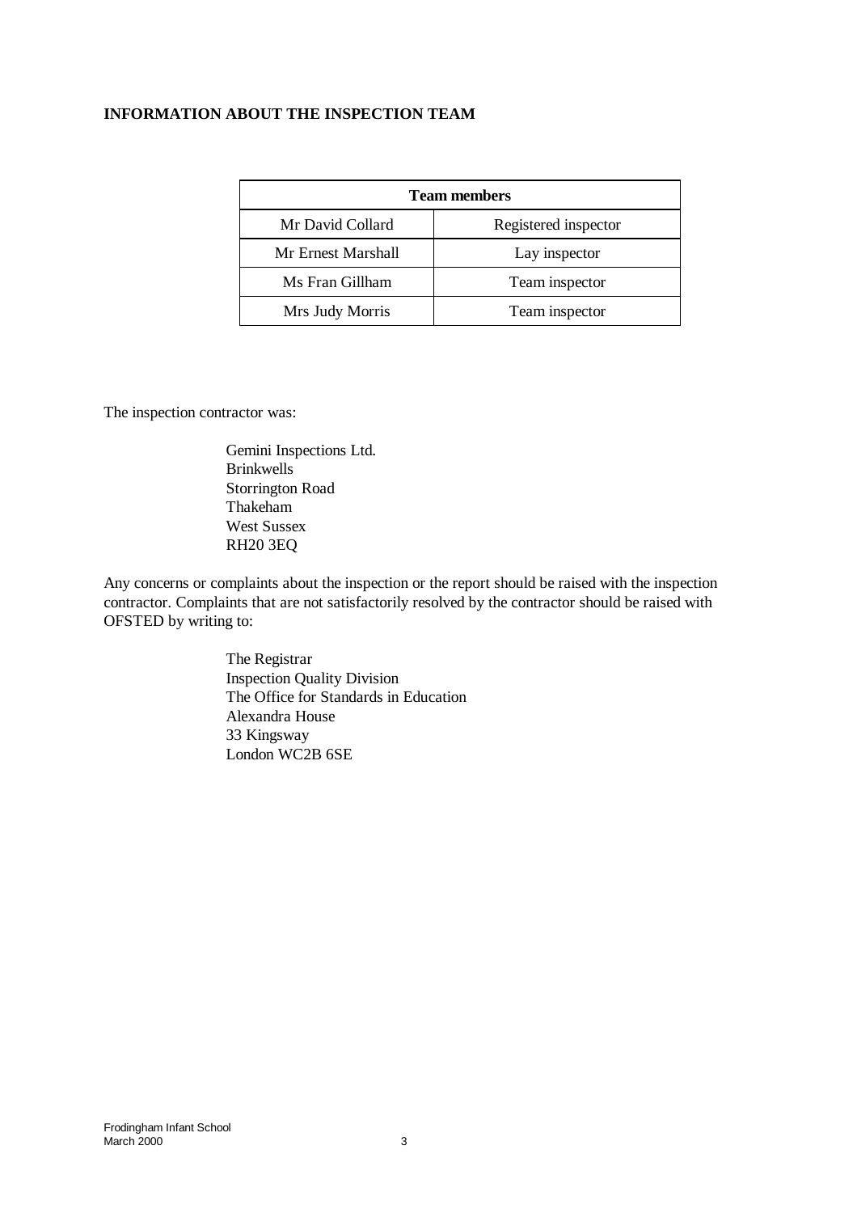**INFORMATION ABOUT THE INSPECTION TEAM**

| Team members | |
|---|---|
| Mr David Collard | Registered inspector |
| Mr Ernest Marshall | Lay inspector |
| Ms Fran Gillham | Team inspector |
| Mrs Judy Morris | Team inspector |

The inspection contractor was:

Gemini Inspections Ltd.
Brinkwells
Storrington Road
Thakeham
West Sussex
RH20 3EQ

Any concerns or complaints about the inspection or the report should be raised with the inspection contractor. Complaints that are not satisfactorily resolved by the contractor should be raised with OFSTED by writing to:

The Registrar
Inspection Quality Division
The Office for Standards in Education
Alexandra House
33 Kingsway
London WC2B 6SE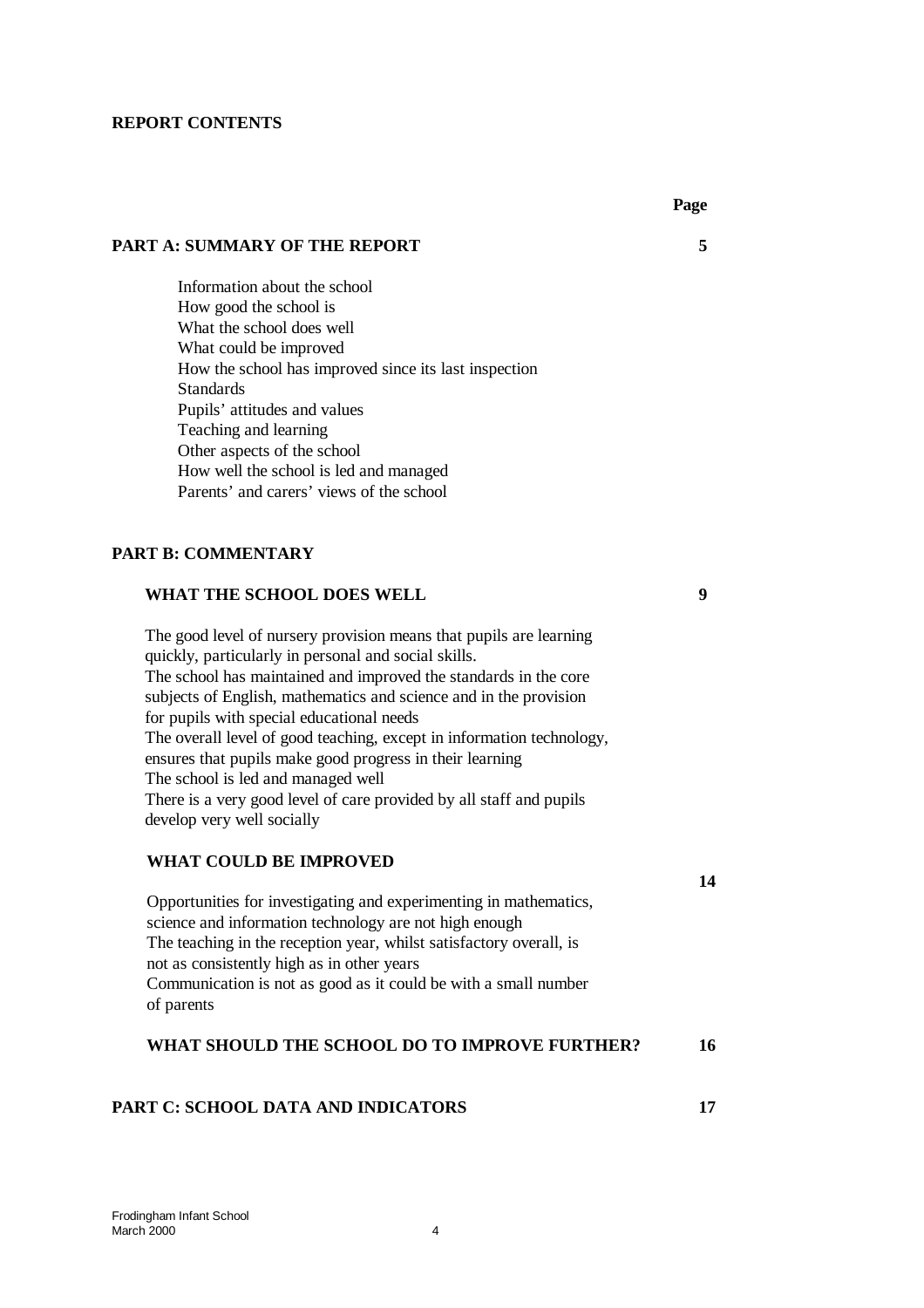## REPORT CONTENTS

| | Page |
|---|---|
| **PART A: SUMMARY OF THE REPORT** | **5** |
| Information about the school<br>How good the school is<br>What the school does well<br>What could be improved<br>How the school has improved since its last inspection<br>Standards<br>Pupils' attitudes and values<br>Teaching and learning<br>Other aspects of the school<br>How well the school is led and managed<br>Parents' and carers' views of the school | |
| **PART B: COMMENTARY** | |
| **WHAT THE SCHOOL DOES WELL** | **9** |
| The good level of nursery provision means that pupils are learning quickly, particularly in personal and social skills.<br>The school has maintained and improved the standards in the core subjects of English, mathematics and science and in the provision for pupils with special educational needs<br>The overall level of good teaching, except in information technology, ensures that pupils make good progress in their learning<br>The school is led and managed well<br>There is a very good level of care provided by all staff and pupils develop very well socially | |
| **WHAT COULD BE IMPROVED** | **14** |
| Opportunities for investigating and experimenting in mathematics, science and information technology are not high enough<br>The teaching in the reception year, whilst satisfactory overall, is not as consistently high as in other years<br>Communication is not as good as it could be with a small number of parents | |
| **WHAT SHOULD THE SCHOOL DO TO IMPROVE FURTHER?** | **16** |
| **PART C: SCHOOL DATA AND INDICATORS** | **17** |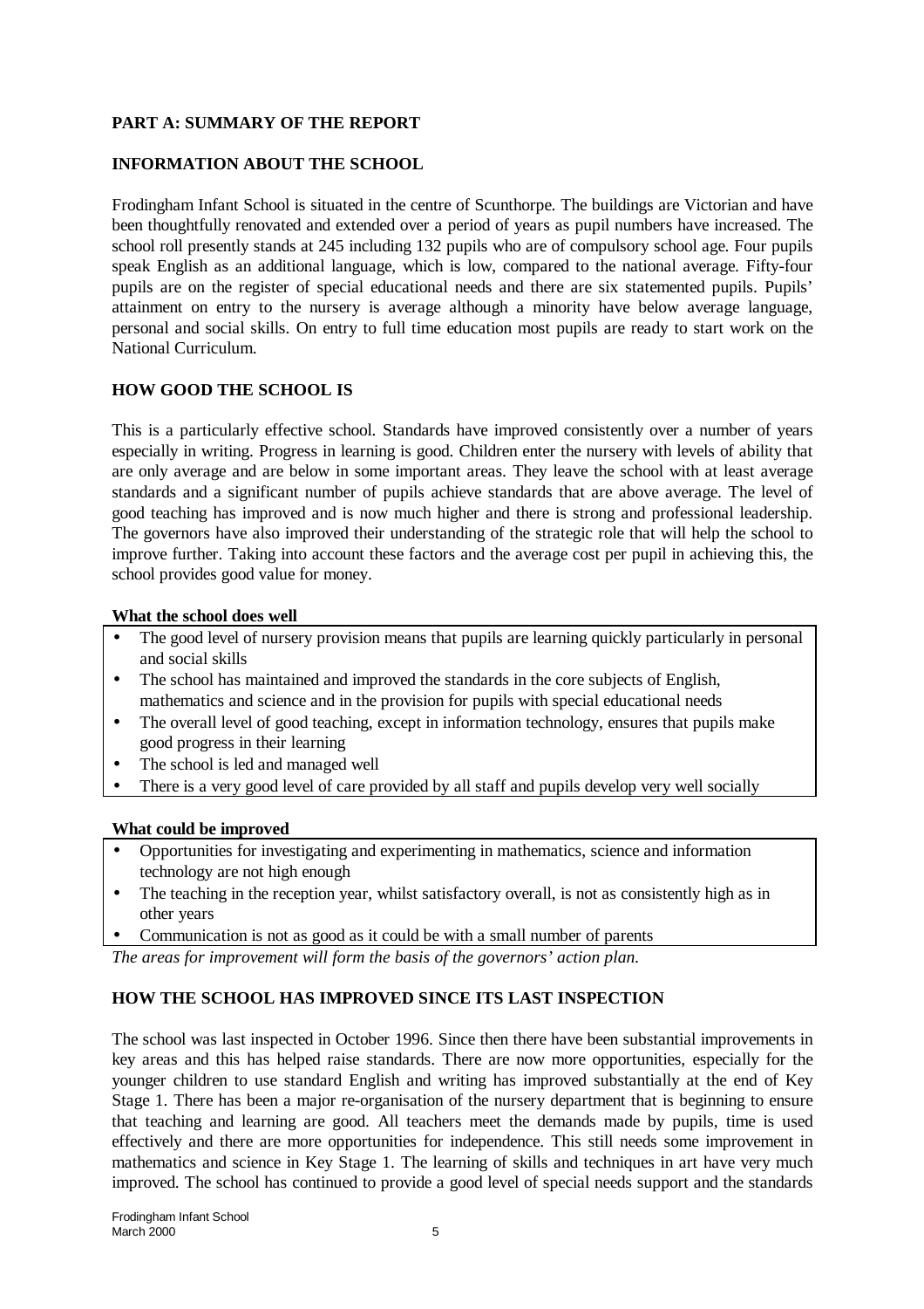## PART A: SUMMARY OF THE REPORT

## INFORMATION ABOUT THE SCHOOL

Frodingham Infant School is situated in the centre of Scunthorpe. The buildings are Victorian and have been thoughtfully renovated and extended over a period of years as pupil numbers have increased. The school roll presently stands at 245 including 132 pupils who are of compulsory school age. Four pupils speak English as an additional language, which is low, compared to the national average. Fifty-four pupils are on the register of special educational needs and there are six statemented pupils. Pupils' attainment on entry to the nursery is average although a minority have below average language, personal and social skills. On entry to full time education most pupils are ready to start work on the National Curriculum.

## HOW GOOD THE SCHOOL IS

This is a particularly effective school. Standards have improved consistently over a number of years especially in writing. Progress in learning is good. Children enter the nursery with levels of ability that are only average and are below in some important areas. They leave the school with at least average standards and a significant number of pupils achieve standards that are above average. The level of good teaching has improved and is now much higher and there is strong and professional leadership. The governors have also improved their understanding of the strategic role that will help the school to improve further. Taking into account these factors and the average cost per pupil in achieving this, the school provides good value for money.

**What the school does well**

- The good level of nursery provision means that pupils are learning quickly particularly in personal and social skills
- The school has maintained and improved the standards in the core subjects of English, mathematics and science and in the provision for pupils with special educational needs
- The overall level of good teaching, except in information technology, ensures that pupils make good progress in their learning
- The school is led and managed well
- There is a very good level of care provided by all staff and pupils develop very well socially

**What could be improved**

- Opportunities for investigating and experimenting in mathematics, science and information technology are not high enough
- The teaching in the reception year, whilst satisfactory overall, is not as consistently high as in other years
- Communication is not as good as it could be with a small number of parents

*The areas for improvement will form the basis of the governors' action plan.*

## HOW THE SCHOOL HAS IMPROVED SINCE ITS LAST INSPECTION

The school was last inspected in October 1996. Since then there have been substantial improvements in key areas and this has helped raise standards. There are now more opportunities, especially for the younger children to use standard English and writing has improved substantially at the end of Key Stage 1. There has been a major re-organisation of the nursery department that is beginning to ensure that teaching and learning are good. All teachers meet the demands made by pupils, time is used effectively and there are more opportunities for independence. This still needs some improvement in mathematics and science in Key Stage 1. The learning of skills and techniques in art have very much improved. The school has continued to provide a good level of special needs support and the standards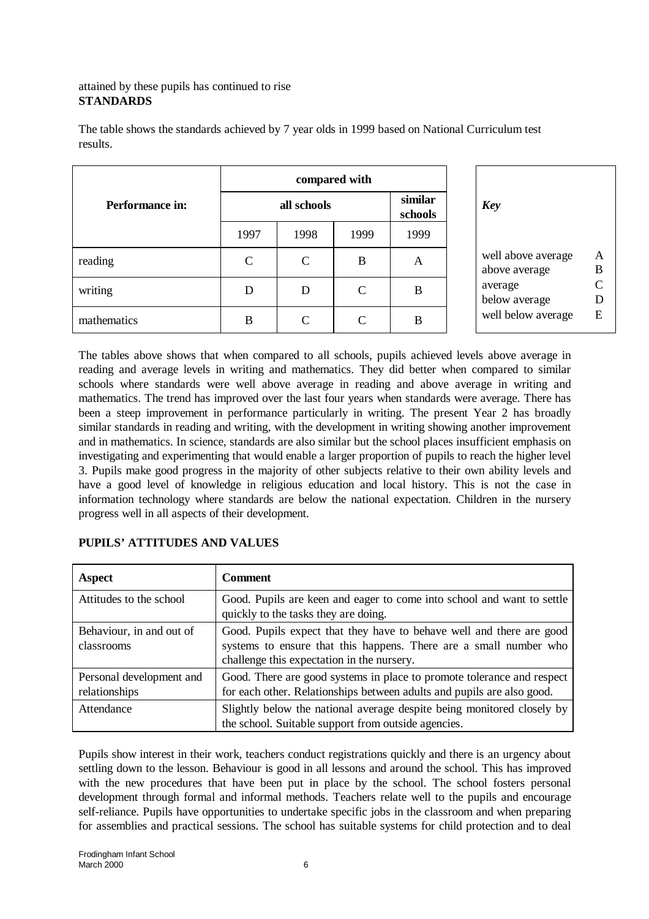attained by these pupils has continued to rise

**STANDARDS**

The table shows the standards achieved by 7 year olds in 1999 based on National Curriculum test results.

| Performance in: | compared with | | | |
|---|---|---|---|---|
| | all schools | | | similar schools |
| | 1997 | 1998 | 1999 | 1999 |
| reading | C | C | B | A |
| writing | D | D | C | B |
| mathematics | B | C | C | B |

| *Key* | |
|---|---|
| well above average | A |
| above average | B |
| average | C |
| below average | D |
| well below average | E |

The tables above shows that when compared to all schools, pupils achieved levels above average in reading and average levels in writing and mathematics. They did better when compared to similar schools where standards were well above average in reading and above average in writing and mathematics. The trend has improved over the last four years when standards were average. There has been a steep improvement in performance particularly in writing. The present Year 2 has broadly similar standards in reading and writing, with the development in writing showing another improvement and in mathematics. In science, standards are also similar but the school places insufficient emphasis on investigating and experimenting that would enable a larger proportion of pupils to reach the higher level 3. Pupils make good progress in the majority of other subjects relative to their own ability levels and have a good level of knowledge in religious education and local history. This is not the case in information technology where standards are below the national expectation. Children in the nursery progress well in all aspects of their development.

**PUPILS' ATTITUDES AND VALUES**

| Aspect | Comment |
|---|---|
| Attitudes to the school | Good. Pupils are keen and eager to come into school and want to settle quickly to the tasks they are doing. |
| Behaviour, in and out of classrooms | Good. Pupils expect that they have to behave well and there are good systems to ensure that this happens. There are a small number who challenge this expectation in the nursery. |
| Personal development and relationships | Good. There are good systems in place to promote tolerance and respect for each other. Relationships between adults and pupils are also good. |
| Attendance | Slightly below the national average despite being monitored closely by the school. Suitable support from outside agencies. |

Pupils show interest in their work, teachers conduct registrations quickly and there is an urgency about settling down to the lesson. Behaviour is good in all lessons and around the school. This has improved with the new procedures that have been put in place by the school. The school fosters personal development through formal and informal methods. Teachers relate well to the pupils and encourage self-reliance. Pupils have opportunities to undertake specific jobs in the classroom and when preparing for assemblies and practical sessions. The school has suitable systems for child protection and to deal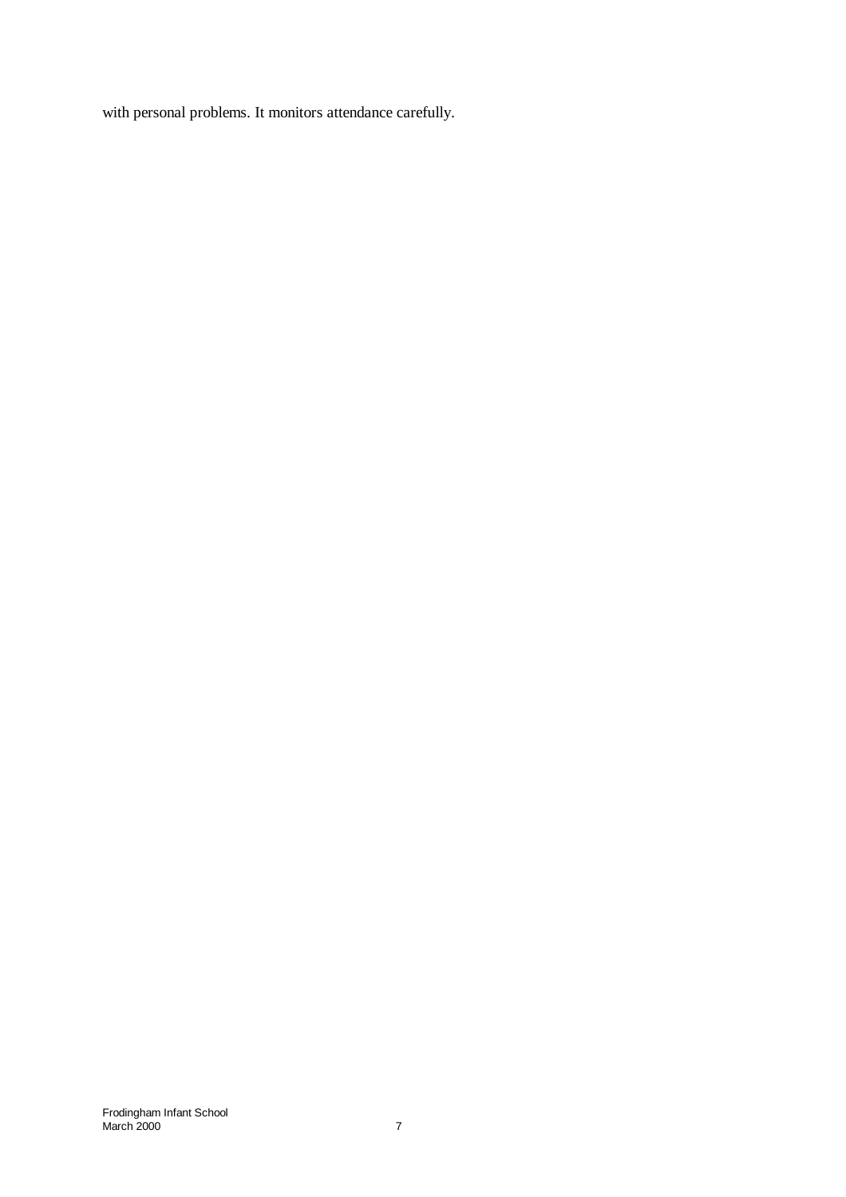with personal problems. It monitors attendance carefully.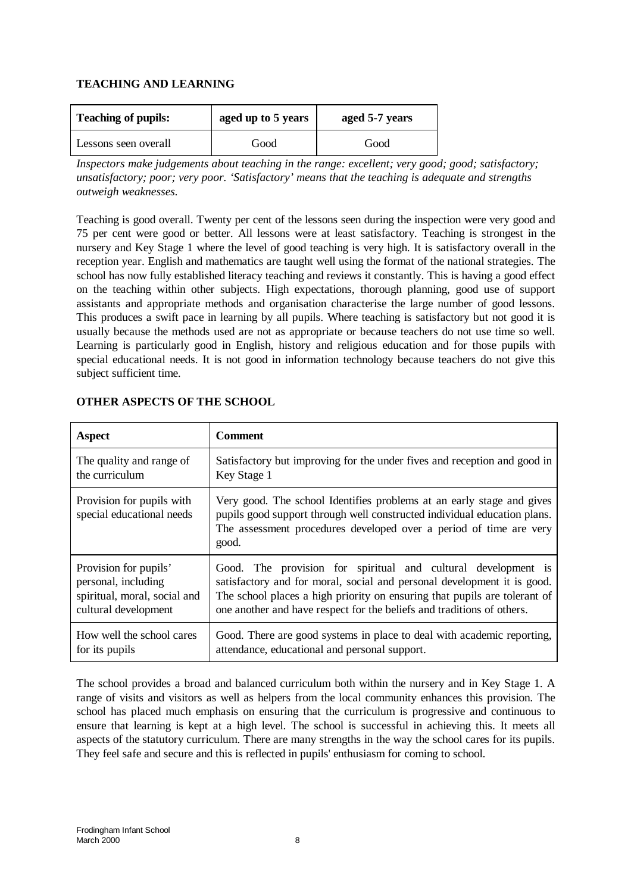## TEACHING AND LEARNING

| Teaching of pupils: | aged up to 5 years | aged 5-7 years |
|---|---|---|
| Lessons seen overall | Good | Good |

*Inspectors make judgements about teaching in the range: excellent; very good; good; satisfactory; unsatisfactory; poor; very poor. 'Satisfactory' means that the teaching is adequate and strengths outweigh weaknesses.*

Teaching is good overall. Twenty per cent of the lessons seen during the inspection were very good and 75 per cent were good or better. All lessons were at least satisfactory. Teaching is strongest in the nursery and Key Stage 1 where the level of good teaching is very high. It is satisfactory overall in the reception year. English and mathematics are taught well using the format of the national strategies. The school has now fully established literacy teaching and reviews it constantly. This is having a good effect on the teaching within other subjects. High expectations, thorough planning, good use of support assistants and appropriate methods and organisation characterise the large number of good lessons. This produces a swift pace in learning by all pupils. Where teaching is satisfactory but not good it is usually because the methods used are not as appropriate or because teachers do not use time so well. Learning is particularly good in English, history and religious education and for those pupils with special educational needs. It is not good in information technology because teachers do not give this subject sufficient time.

## OTHER ASPECTS OF THE SCHOOL

| Aspect | Comment |
|---|---|
| The quality and range of the curriculum | Satisfactory but improving for the under fives and reception and good in Key Stage 1 |
| Provision for pupils with special educational needs | Very good. The school Identifies problems at an early stage and gives pupils good support through well constructed individual education plans. The assessment procedures developed over a period of time are very good. |
| Provision for pupils' personal, including spiritual, moral, social and cultural development | Good. The provision for spiritual and cultural development is satisfactory and for moral, social and personal development it is good. The school places a high priority on ensuring that pupils are tolerant of one another and have respect for the beliefs and traditions of others. |
| How well the school cares for its pupils | Good. There are good systems in place to deal with academic reporting, attendance, educational and personal support. |

The school provides a broad and balanced curriculum both within the nursery and in Key Stage 1. A range of visits and visitors as well as helpers from the local community enhances this provision. The school has placed much emphasis on ensuring that the curriculum is progressive and continuous to ensure that learning is kept at a high level. The school is successful in achieving this. It meets all aspects of the statutory curriculum. There are many strengths in the way the school cares for its pupils. They feel safe and secure and this is reflected in pupils' enthusiasm for coming to school.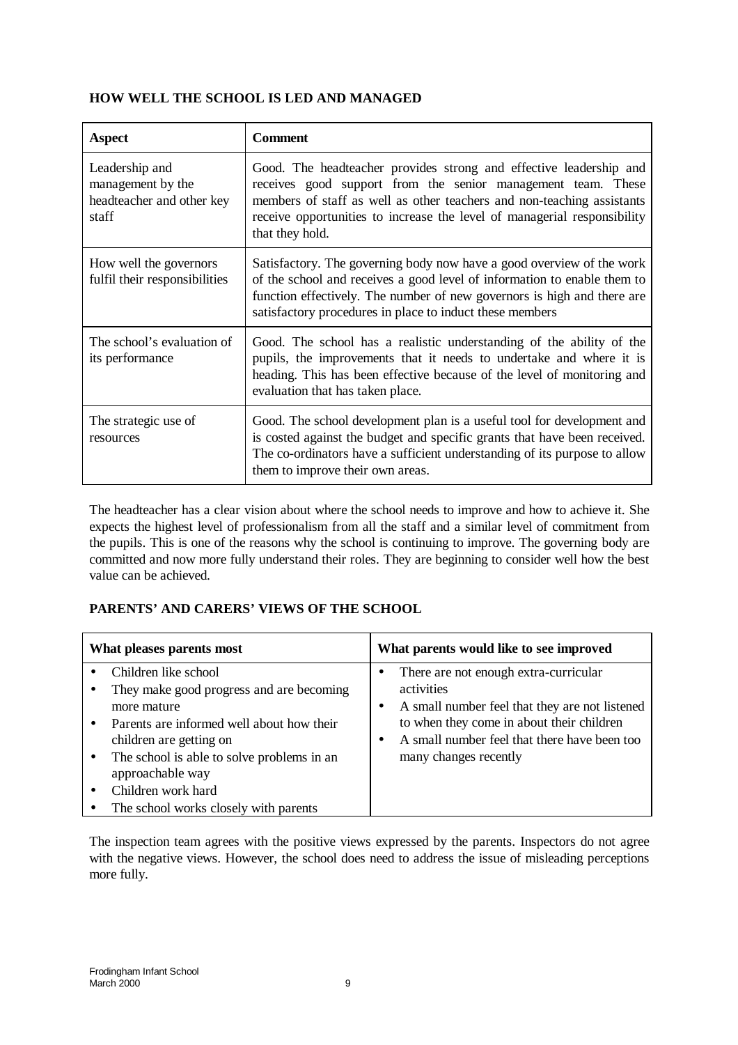## HOW WELL THE SCHOOL IS LED AND MANAGED

| Aspect | Comment |
|---|---|
| Leadership and management by the headteacher and other key staff | Good. The headteacher provides strong and effective leadership and receives good support from the senior management team. These members of staff as well as other teachers and non-teaching assistants receive opportunities to increase the level of managerial responsibility that they hold. |
| How well the governors fulfil their responsibilities | Satisfactory. The governing body now have a good overview of the work of the school and receives a good level of information to enable them to function effectively. The number of new governors is high and there are satisfactory procedures in place to induct these members |
| The school's evaluation of its performance | Good. The school has a realistic understanding of the ability of the pupils, the improvements that it needs to undertake and where it is heading. This has been effective because of the level of monitoring and evaluation that has taken place. |
| The strategic use of resources | Good. The school development plan is a useful tool for development and is costed against the budget and specific grants that have been received. The co-ordinators have a sufficient understanding of its purpose to allow them to improve their own areas. |

The headteacher has a clear vision about where the school needs to improve and how to achieve it. She expects the highest level of professionalism from all the staff and a similar level of commitment from the pupils. This is one of the reasons why the school is continuing to improve. The governing body are committed and now more fully understand their roles. They are beginning to consider well how the best value can be achieved.

## PARENTS' AND CARERS' VIEWS OF THE SCHOOL

| What pleases parents most | What parents would like to see improved |
|---|---|
| • Children like school<br>• They make good progress and are becoming more mature<br>• Parents are informed well about how their children are getting on<br>• The school is able to solve problems in an approachable way<br>• Children work hard<br>• The school works closely with parents | • There are not enough extra-curricular activities<br>• A small number feel that they are not listened to when they come in about their children<br>• A small number feel that there have been too many changes recently |

The inspection team agrees with the positive views expressed by the parents. Inspectors do not agree with the negative views. However, the school does need to address the issue of misleading perceptions more fully.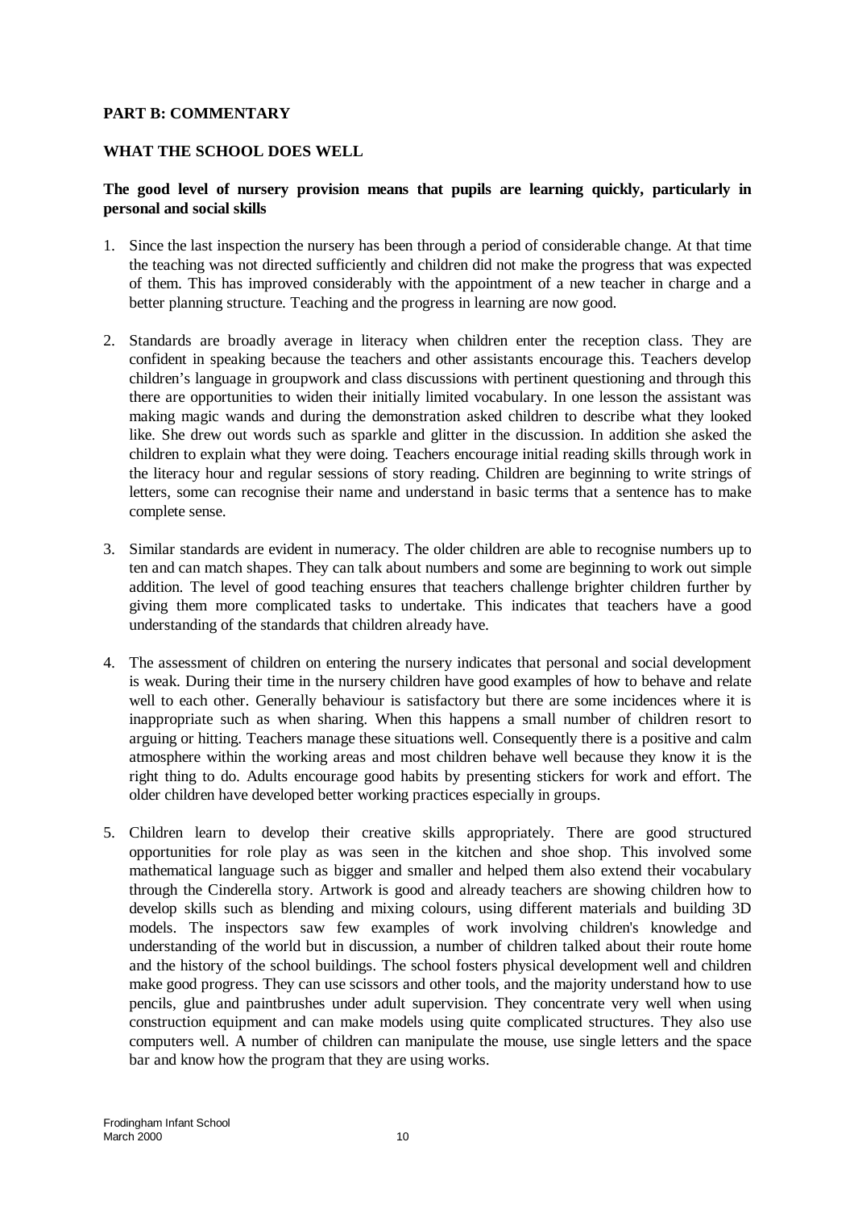## PART B: COMMENTARY

### WHAT THE SCHOOL DOES WELL

**The good level of nursery provision means that pupils are learning quickly, particularly in personal and social skills**

1. Since the last inspection the nursery has been through a period of considerable change. At that time the teaching was not directed sufficiently and children did not make the progress that was expected of them. This has improved considerably with the appointment of a new teacher in charge and a better planning structure. Teaching and the progress in learning are now good.

2. Standards are broadly average in literacy when children enter the reception class. They are confident in speaking because the teachers and other assistants encourage this. Teachers develop children's language in groupwork and class discussions with pertinent questioning and through this there are opportunities to widen their initially limited vocabulary. In one lesson the assistant was making magic wands and during the demonstration asked children to describe what they looked like. She drew out words such as sparkle and glitter in the discussion. In addition she asked the children to explain what they were doing. Teachers encourage initial reading skills through work in the literacy hour and regular sessions of story reading. Children are beginning to write strings of letters, some can recognise their name and understand in basic terms that a sentence has to make complete sense.

3. Similar standards are evident in numeracy. The older children are able to recognise numbers up to ten and can match shapes. They can talk about numbers and some are beginning to work out simple addition. The level of good teaching ensures that teachers challenge brighter children further by giving them more complicated tasks to undertake. This indicates that teachers have a good understanding of the standards that children already have.

4. The assessment of children on entering the nursery indicates that personal and social development is weak. During their time in the nursery children have good examples of how to behave and relate well to each other. Generally behaviour is satisfactory but there are some incidences where it is inappropriate such as when sharing. When this happens a small number of children resort to arguing or hitting. Teachers manage these situations well. Consequently there is a positive and calm atmosphere within the working areas and most children behave well because they know it is the right thing to do. Adults encourage good habits by presenting stickers for work and effort. The older children have developed better working practices especially in groups.

5. Children learn to develop their creative skills appropriately. There are good structured opportunities for role play as was seen in the kitchen and shoe shop. This involved some mathematical language such as bigger and smaller and helped them also extend their vocabulary through the Cinderella story. Artwork is good and already teachers are showing children how to develop skills such as blending and mixing colours, using different materials and building 3D models. The inspectors saw few examples of work involving children's knowledge and understanding of the world but in discussion, a number of children talked about their route home and the history of the school buildings. The school fosters physical development well and children make good progress. They can use scissors and other tools, and the majority understand how to use pencils, glue and paintbrushes under adult supervision. They concentrate very well when using construction equipment and can make models using quite complicated structures. They also use computers well. A number of children can manipulate the mouse, use single letters and the space bar and know how the program that they are using works.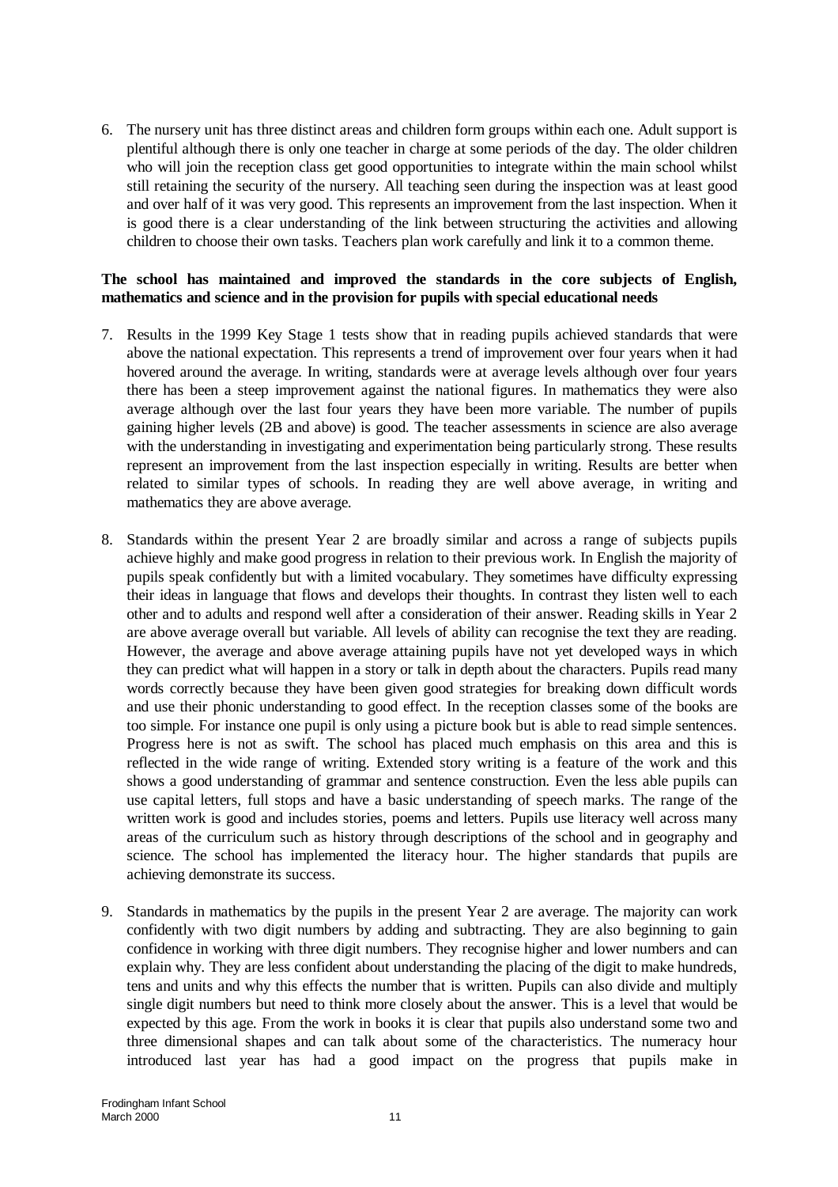6. The nursery unit has three distinct areas and children form groups within each one. Adult support is plentiful although there is only one teacher in charge at some periods of the day. The older children who will join the reception class get good opportunities to integrate within the main school whilst still retaining the security of the nursery. All teaching seen during the inspection was at least good and over half of it was very good. This represents an improvement from the last inspection. When it is good there is a clear understanding of the link between structuring the activities and allowing children to choose their own tasks. Teachers plan work carefully and link it to a common theme.

**The school has maintained and improved the standards in the core subjects of English, mathematics and science and in the provision for pupils with special educational needs**

7. Results in the 1999 Key Stage 1 tests show that in reading pupils achieved standards that were above the national expectation. This represents a trend of improvement over four years when it had hovered around the average. In writing, standards were at average levels although over four years there has been a steep improvement against the national figures. In mathematics they were also average although over the last four years they have been more variable. The number of pupils gaining higher levels (2B and above) is good. The teacher assessments in science are also average with the understanding in investigating and experimentation being particularly strong. These results represent an improvement from the last inspection especially in writing. Results are better when related to similar types of schools. In reading they are well above average, in writing and mathematics they are above average.

8. Standards within the present Year 2 are broadly similar and across a range of subjects pupils achieve highly and make good progress in relation to their previous work. In English the majority of pupils speak confidently but with a limited vocabulary. They sometimes have difficulty expressing their ideas in language that flows and develops their thoughts. In contrast they listen well to each other and to adults and respond well after a consideration of their answer. Reading skills in Year 2 are above average overall but variable. All levels of ability can recognise the text they are reading. However, the average and above average attaining pupils have not yet developed ways in which they can predict what will happen in a story or talk in depth about the characters. Pupils read many words correctly because they have been given good strategies for breaking down difficult words and use their phonic understanding to good effect. In the reception classes some of the books are too simple. For instance one pupil is only using a picture book but is able to read simple sentences. Progress here is not as swift. The school has placed much emphasis on this area and this is reflected in the wide range of writing. Extended story writing is a feature of the work and this shows a good understanding of grammar and sentence construction. Even the less able pupils can use capital letters, full stops and have a basic understanding of speech marks. The range of the written work is good and includes stories, poems and letters. Pupils use literacy well across many areas of the curriculum such as history through descriptions of the school and in geography and science. The school has implemented the literacy hour. The higher standards that pupils are achieving demonstrate its success.

9. Standards in mathematics by the pupils in the present Year 2 are average. The majority can work confidently with two digit numbers by adding and subtracting. They are also beginning to gain confidence in working with three digit numbers. They recognise higher and lower numbers and can explain why. They are less confident about understanding the placing of the digit to make hundreds, tens and units and why this effects the number that is written. Pupils can also divide and multiply single digit numbers but need to think more closely about the answer. This is a level that would be expected by this age. From the work in books it is clear that pupils also understand some two and three dimensional shapes and can talk about some of the characteristics. The numeracy hour introduced last year has had a good impact on the progress that pupils make in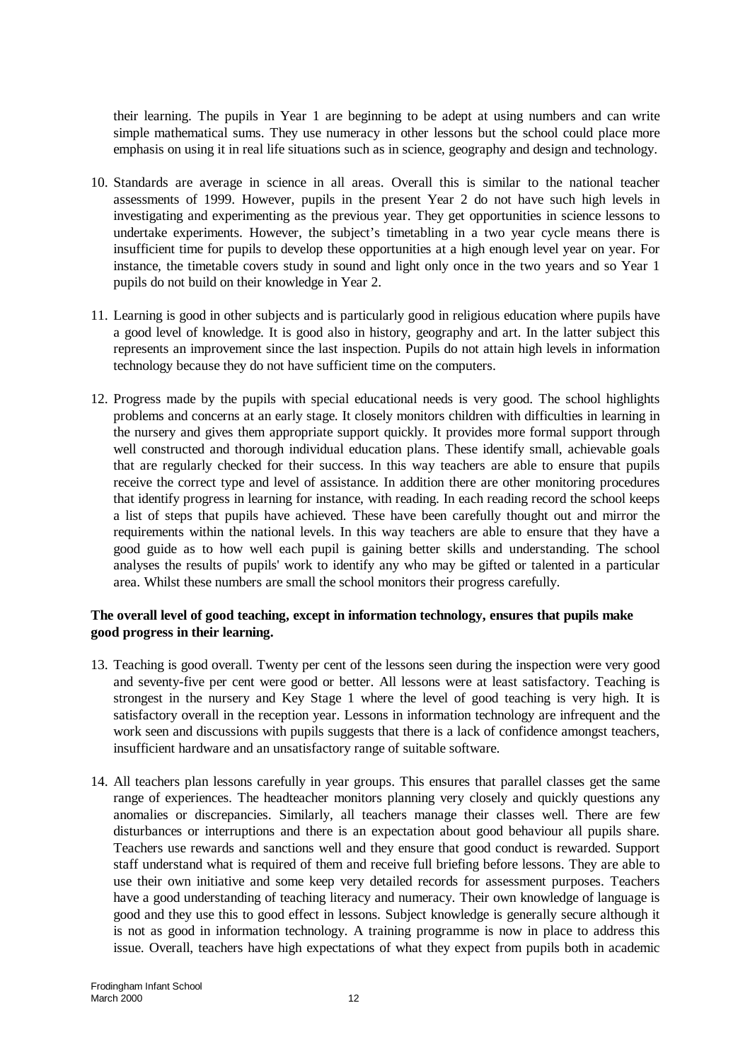their learning. The pupils in Year 1 are beginning to be adept at using numbers and can write simple mathematical sums. They use numeracy in other lessons but the school could place more emphasis on using it in real life situations such as in science, geography and design and technology.

10. Standards are average in science in all areas. Overall this is similar to the national teacher assessments of 1999. However, pupils in the present Year 2 do not have such high levels in investigating and experimenting as the previous year. They get opportunities in science lessons to undertake experiments. However, the subject's timetabling in a two year cycle means there is insufficient time for pupils to develop these opportunities at a high enough level year on year. For instance, the timetable covers study in sound and light only once in the two years and so Year 1 pupils do not build on their knowledge in Year 2.

11. Learning is good in other subjects and is particularly good in religious education where pupils have a good level of knowledge. It is good also in history, geography and art. In the latter subject this represents an improvement since the last inspection. Pupils do not attain high levels in information technology because they do not have sufficient time on the computers.

12. Progress made by the pupils with special educational needs is very good. The school highlights problems and concerns at an early stage. It closely monitors children with difficulties in learning in the nursery and gives them appropriate support quickly. It provides more formal support through well constructed and thorough individual education plans. These identify small, achievable goals that are regularly checked for their success. In this way teachers are able to ensure that pupils receive the correct type and level of assistance. In addition there are other monitoring procedures that identify progress in learning for instance, with reading. In each reading record the school keeps a list of steps that pupils have achieved. These have been carefully thought out and mirror the requirements within the national levels. In this way teachers are able to ensure that they have a good guide as to how well each pupil is gaining better skills and understanding. The school analyses the results of pupils' work to identify any who may be gifted or talented in a particular area. Whilst these numbers are small the school monitors their progress carefully.

**The overall level of good teaching, except in information technology, ensures that pupils make good progress in their learning.**

13. Teaching is good overall. Twenty per cent of the lessons seen during the inspection were very good and seventy-five per cent were good or better. All lessons were at least satisfactory. Teaching is strongest in the nursery and Key Stage 1 where the level of good teaching is very high. It is satisfactory overall in the reception year. Lessons in information technology are infrequent and the work seen and discussions with pupils suggests that there is a lack of confidence amongst teachers, insufficient hardware and an unsatisfactory range of suitable software.

14. All teachers plan lessons carefully in year groups. This ensures that parallel classes get the same range of experiences. The headteacher monitors planning very closely and quickly questions any anomalies or discrepancies. Similarly, all teachers manage their classes well. There are few disturbances or interruptions and there is an expectation about good behaviour all pupils share. Teachers use rewards and sanctions well and they ensure that good conduct is rewarded. Support staff understand what is required of them and receive full briefing before lessons. They are able to use their own initiative and some keep very detailed records for assessment purposes. Teachers have a good understanding of teaching literacy and numeracy. Their own knowledge of language is good and they use this to good effect in lessons. Subject knowledge is generally secure although it is not as good in information technology. A training programme is now in place to address this issue. Overall, teachers have high expectations of what they expect from pupils both in academic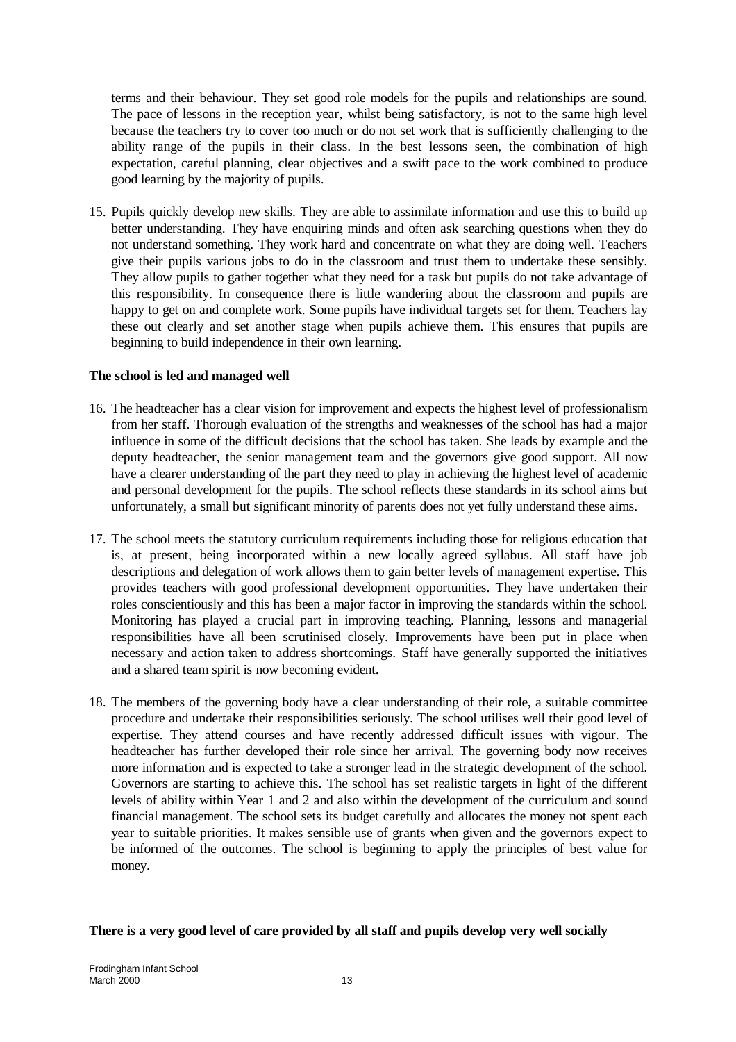terms and their behaviour. They set good role models for the pupils and relationships are sound. The pace of lessons in the reception year, whilst being satisfactory, is not to the same high level because the teachers try to cover too much or do not set work that is sufficiently challenging to the ability range of the pupils in their class. In the best lessons seen, the combination of high expectation, careful planning, clear objectives and a swift pace to the work combined to produce good learning by the majority of pupils.

15. Pupils quickly develop new skills. They are able to assimilate information and use this to build up better understanding. They have enquiring minds and often ask searching questions when they do not understand something. They work hard and concentrate on what they are doing well. Teachers give their pupils various jobs to do in the classroom and trust them to undertake these sensibly. They allow pupils to gather together what they need for a task but pupils do not take advantage of this responsibility. In consequence there is little wandering about the classroom and pupils are happy to get on and complete work. Some pupils have individual targets set for them. Teachers lay these out clearly and set another stage when pupils achieve them. This ensures that pupils are beginning to build independence in their own learning.

**The school is led and managed well**

16. The headteacher has a clear vision for improvement and expects the highest level of professionalism from her staff. Thorough evaluation of the strengths and weaknesses of the school has had a major influence in some of the difficult decisions that the school has taken. She leads by example and the deputy headteacher, the senior management team and the governors give good support. All now have a clearer understanding of the part they need to play in achieving the highest level of academic and personal development for the pupils. The school reflects these standards in its school aims but unfortunately, a small but significant minority of parents does not yet fully understand these aims.

17. The school meets the statutory curriculum requirements including those for religious education that is, at present, being incorporated within a new locally agreed syllabus. All staff have job descriptions and delegation of work allows them to gain better levels of management expertise. This provides teachers with good professional development opportunities. They have undertaken their roles conscientiously and this has been a major factor in improving the standards within the school. Monitoring has played a crucial part in improving teaching. Planning, lessons and managerial responsibilities have all been scrutinised closely. Improvements have been put in place when necessary and action taken to address shortcomings. Staff have generally supported the initiatives and a shared team spirit is now becoming evident.

18. The members of the governing body have a clear understanding of their role, a suitable committee procedure and undertake their responsibilities seriously. The school utilises well their good level of expertise. They attend courses and have recently addressed difficult issues with vigour. The headteacher has further developed their role since her arrival. The governing body now receives more information and is expected to take a stronger lead in the strategic development of the school. Governors are starting to achieve this. The school has set realistic targets in light of the different levels of ability within Year 1 and 2 and also within the development of the curriculum and sound financial management. The school sets its budget carefully and allocates the money not spent each year to suitable priorities. It makes sensible use of grants when given and the governors expect to be informed of the outcomes. The school is beginning to apply the principles of best value for money.

**There is a very good level of care provided by all staff and pupils develop very well socially**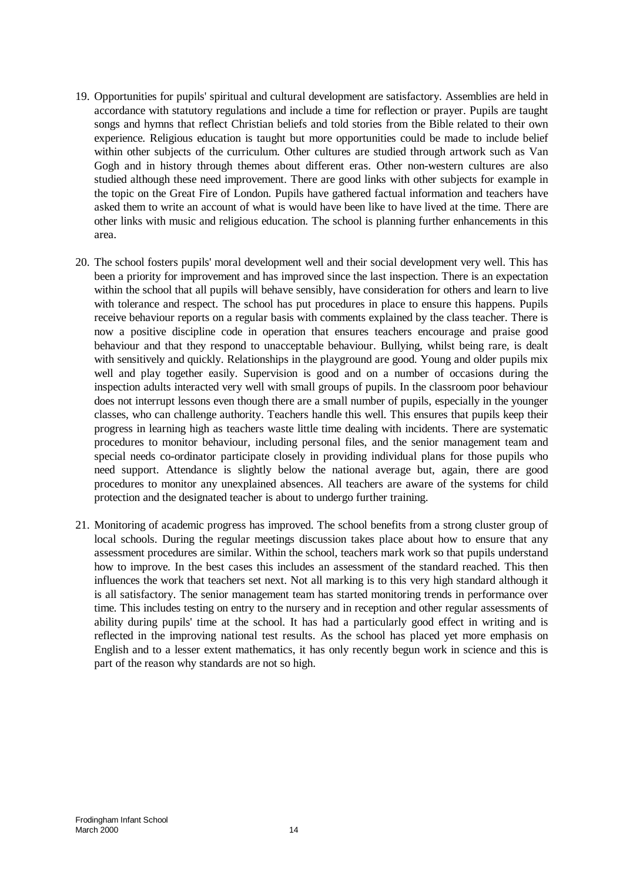19. Opportunities for pupils' spiritual and cultural development are satisfactory. Assemblies are held in accordance with statutory regulations and include a time for reflection or prayer. Pupils are taught songs and hymns that reflect Christian beliefs and told stories from the Bible related to their own experience. Religious education is taught but more opportunities could be made to include belief within other subjects of the curriculum. Other cultures are studied through artwork such as Van Gogh and in history through themes about different eras. Other non-western cultures are also studied although these need improvement. There are good links with other subjects for example in the topic on the Great Fire of London. Pupils have gathered factual information and teachers have asked them to write an account of what is would have been like to have lived at the time. There are other links with music and religious education. The school is planning further enhancements in this area.

20. The school fosters pupils' moral development well and their social development very well. This has been a priority for improvement and has improved since the last inspection. There is an expectation within the school that all pupils will behave sensibly, have consideration for others and learn to live with tolerance and respect. The school has put procedures in place to ensure this happens. Pupils receive behaviour reports on a regular basis with comments explained by the class teacher. There is now a positive discipline code in operation that ensures teachers encourage and praise good behaviour and that they respond to unacceptable behaviour. Bullying, whilst being rare, is dealt with sensitively and quickly. Relationships in the playground are good. Young and older pupils mix well and play together easily. Supervision is good and on a number of occasions during the inspection adults interacted very well with small groups of pupils. In the classroom poor behaviour does not interrupt lessons even though there are a small number of pupils, especially in the younger classes, who can challenge authority. Teachers handle this well. This ensures that pupils keep their progress in learning high as teachers waste little time dealing with incidents. There are systematic procedures to monitor behaviour, including personal files, and the senior management team and special needs co-ordinator participate closely in providing individual plans for those pupils who need support. Attendance is slightly below the national average but, again, there are good procedures to monitor any unexplained absences. All teachers are aware of the systems for child protection and the designated teacher is about to undergo further training.

21. Monitoring of academic progress has improved. The school benefits from a strong cluster group of local schools. During the regular meetings discussion takes place about how to ensure that any assessment procedures are similar. Within the school, teachers mark work so that pupils understand how to improve. In the best cases this includes an assessment of the standard reached. This then influences the work that teachers set next. Not all marking is to this very high standard although it is all satisfactory. The senior management team has started monitoring trends in performance over time. This includes testing on entry to the nursery and in reception and other regular assessments of ability during pupils' time at the school. It has had a particularly good effect in writing and is reflected in the improving national test results. As the school has placed yet more emphasis on English and to a lesser extent mathematics, it has only recently begun work in science and this is part of the reason why standards are not so high.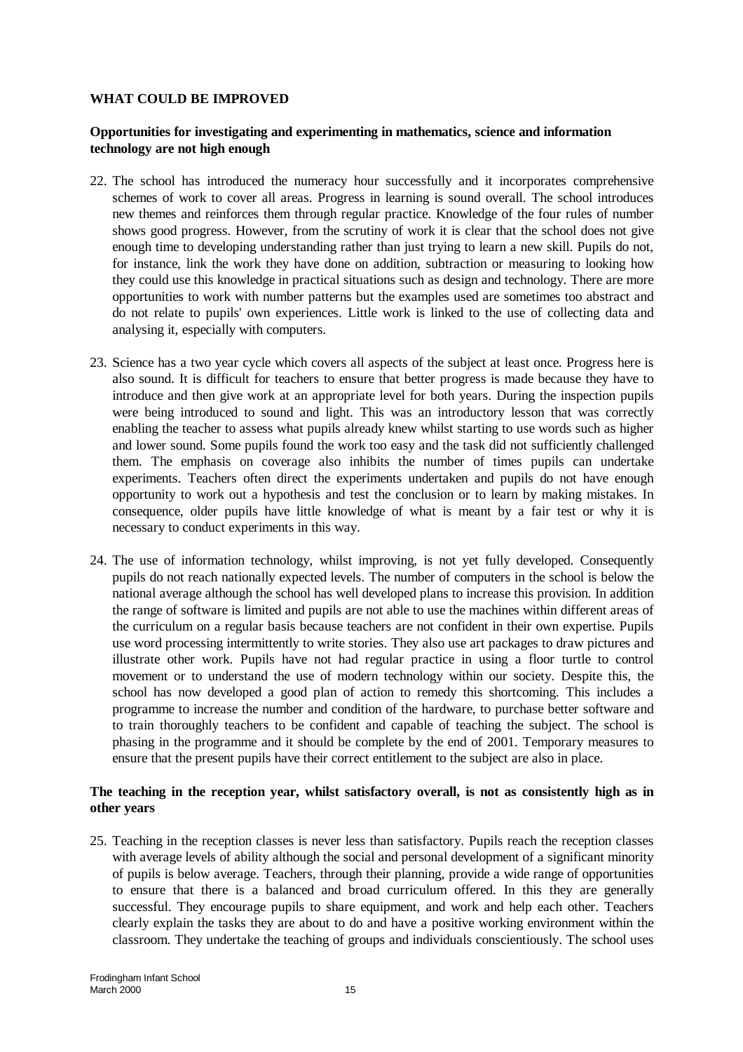## WHAT COULD BE IMPROVED

### Opportunities for investigating and experimenting in mathematics, science and information technology are not high enough

22. The school has introduced the numeracy hour successfully and it incorporates comprehensive schemes of work to cover all areas. Progress in learning is sound overall. The school introduces new themes and reinforces them through regular practice. Knowledge of the four rules of number shows good progress. However, from the scrutiny of work it is clear that the school does not give enough time to developing understanding rather than just trying to learn a new skill. Pupils do not, for instance, link the work they have done on addition, subtraction or measuring to looking how they could use this knowledge in practical situations such as design and technology. There are more opportunities to work with number patterns but the examples used are sometimes too abstract and do not relate to pupils' own experiences. Little work is linked to the use of collecting data and analysing it, especially with computers.

23. Science has a two year cycle which covers all aspects of the subject at least once. Progress here is also sound. It is difficult for teachers to ensure that better progress is made because they have to introduce and then give work at an appropriate level for both years. During the inspection pupils were being introduced to sound and light. This was an introductory lesson that was correctly enabling the teacher to assess what pupils already knew whilst starting to use words such as higher and lower sound. Some pupils found the work too easy and the task did not sufficiently challenged them. The emphasis on coverage also inhibits the number of times pupils can undertake experiments. Teachers often direct the experiments undertaken and pupils do not have enough opportunity to work out a hypothesis and test the conclusion or to learn by making mistakes. In consequence, older pupils have little knowledge of what is meant by a fair test or why it is necessary to conduct experiments in this way.

24. The use of information technology, whilst improving, is not yet fully developed. Consequently pupils do not reach nationally expected levels. The number of computers in the school is below the national average although the school has well developed plans to increase this provision. In addition the range of software is limited and pupils are not able to use the machines within different areas of the curriculum on a regular basis because teachers are not confident in their own expertise. Pupils use word processing intermittently to write stories. They also use art packages to draw pictures and illustrate other work. Pupils have not had regular practice in using a floor turtle to control movement or to understand the use of modern technology within our society. Despite this, the school has now developed a good plan of action to remedy this shortcoming. This includes a programme to increase the number and condition of the hardware, to purchase better software and to train thoroughly teachers to be confident and capable of teaching the subject. The school is phasing in the programme and it should be complete by the end of 2001. Temporary measures to ensure that the present pupils have their correct entitlement to the subject are also in place.

### The teaching in the reception year, whilst satisfactory overall, is not as consistently high as in other years

25. Teaching in the reception classes is never less than satisfactory. Pupils reach the reception classes with average levels of ability although the social and personal development of a significant minority of pupils is below average. Teachers, through their planning, provide a wide range of opportunities to ensure that there is a balanced and broad curriculum offered. In this they are generally successful. They encourage pupils to share equipment, and work and help each other. Teachers clearly explain the tasks they are about to do and have a positive working environment within the classroom. They undertake the teaching of groups and individuals conscientiously. The school uses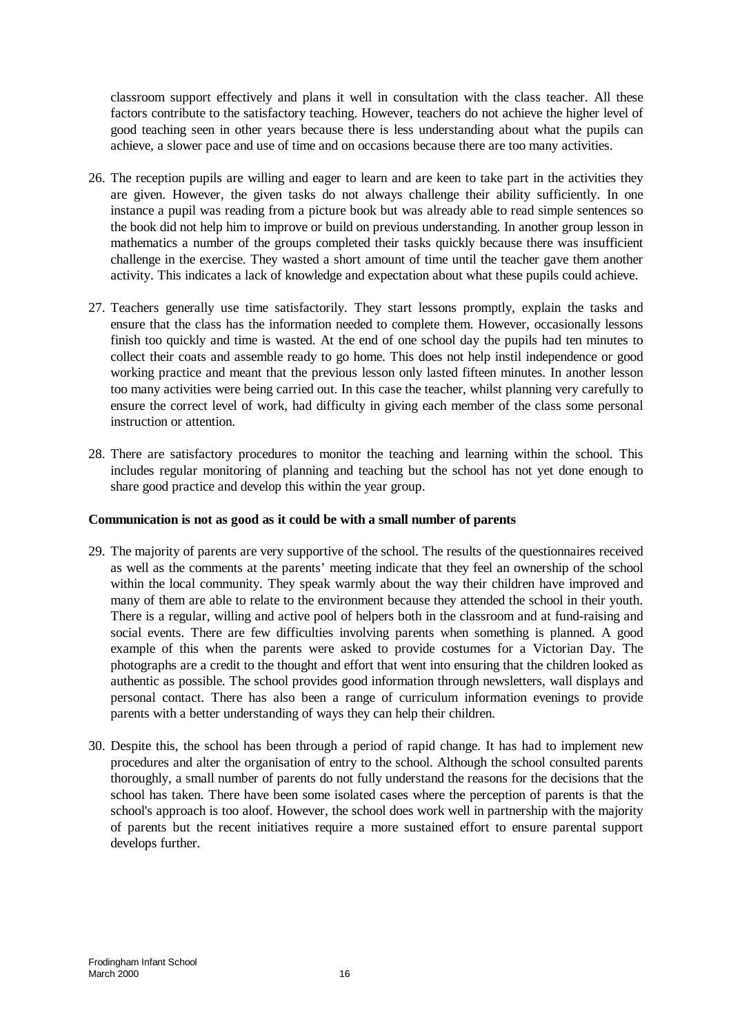classroom support effectively and plans it well in consultation with the class teacher. All these factors contribute to the satisfactory teaching. However, teachers do not achieve the higher level of good teaching seen in other years because there is less understanding about what the pupils can achieve, a slower pace and use of time and on occasions because there are too many activities.

26. The reception pupils are willing and eager to learn and are keen to take part in the activities they are given. However, the given tasks do not always challenge their ability sufficiently. In one instance a pupil was reading from a picture book but was already able to read simple sentences so the book did not help him to improve or build on previous understanding. In another group lesson in mathematics a number of the groups completed their tasks quickly because there was insufficient challenge in the exercise. They wasted a short amount of time until the teacher gave them another activity. This indicates a lack of knowledge and expectation about what these pupils could achieve.

27. Teachers generally use time satisfactorily. They start lessons promptly, explain the tasks and ensure that the class has the information needed to complete them. However, occasionally lessons finish too quickly and time is wasted. At the end of one school day the pupils had ten minutes to collect their coats and assemble ready to go home. This does not help instil independence or good working practice and meant that the previous lesson only lasted fifteen minutes. In another lesson too many activities were being carried out. In this case the teacher, whilst planning very carefully to ensure the correct level of work, had difficulty in giving each member of the class some personal instruction or attention.

28. There are satisfactory procedures to monitor the teaching and learning within the school. This includes regular monitoring of planning and teaching but the school has not yet done enough to share good practice and develop this within the year group.

**Communication is not as good as it could be with a small number of parents**

29. The majority of parents are very supportive of the school. The results of the questionnaires received as well as the comments at the parents' meeting indicate that they feel an ownership of the school within the local community. They speak warmly about the way their children have improved and many of them are able to relate to the environment because they attended the school in their youth. There is a regular, willing and active pool of helpers both in the classroom and at fund-raising and social events. There are few difficulties involving parents when something is planned. A good example of this when the parents were asked to provide costumes for a Victorian Day. The photographs are a credit to the thought and effort that went into ensuring that the children looked as authentic as possible. The school provides good information through newsletters, wall displays and personal contact. There has also been a range of curriculum information evenings to provide parents with a better understanding of ways they can help their children.

30. Despite this, the school has been through a period of rapid change. It has had to implement new procedures and alter the organisation of entry to the school. Although the school consulted parents thoroughly, a small number of parents do not fully understand the reasons for the decisions that the school has taken. There have been some isolated cases where the perception of parents is that the school's approach is too aloof. However, the school does work well in partnership with the majority of parents but the recent initiatives require a more sustained effort to ensure parental support develops further.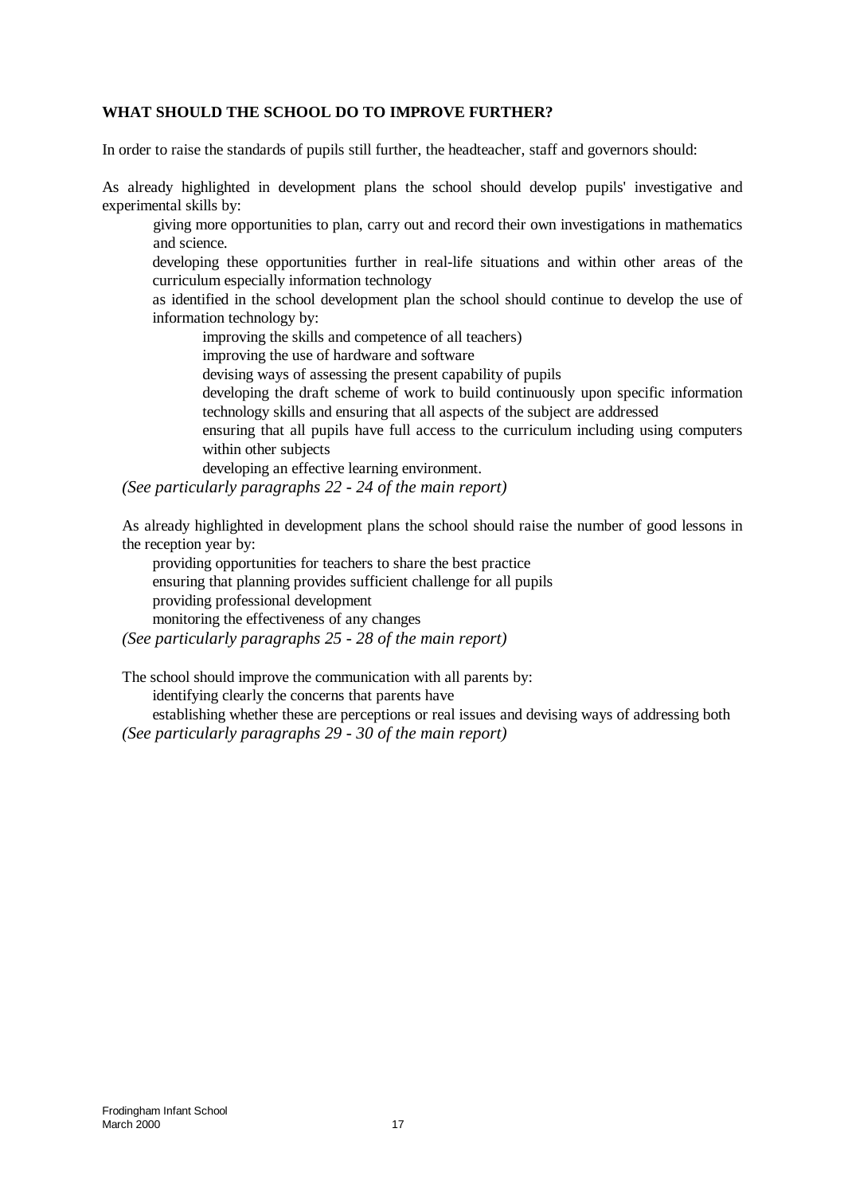## WHAT SHOULD THE SCHOOL DO TO IMPROVE FURTHER?

In order to raise the standards of pupils still further, the headteacher, staff and governors should:

As already highlighted in development plans the school should develop pupils' investigative and experimental skills by:

- giving more opportunities to plan, carry out and record their own investigations in mathematics and science.
- developing these opportunities further in real-life situations and within other areas of the curriculum especially information technology
- as identified in the school development plan the school should continue to develop the use of information technology by:
  - improving the skills and competence of all teachers)
  - improving the use of hardware and software
  - devising ways of assessing the present capability of pupils
  - developing the draft scheme of work to build continuously upon specific information technology skills and ensuring that all aspects of the subject are addressed
  - ensuring that all pupils have full access to the curriculum including using computers within other subjects
  - developing an effective learning environment.

*(See particularly paragraphs 22 - 24 of the main report)*

As already highlighted in development plans the school should raise the number of good lessons in the reception year by:

- providing opportunities for teachers to share the best practice
- ensuring that planning provides sufficient challenge for all pupils
- providing professional development
- monitoring the effectiveness of any changes

*(See particularly paragraphs 25 - 28 of the main report)*

The school should improve the communication with all parents by:

- identifying clearly the concerns that parents have
- establishing whether these are perceptions or real issues and devising ways of addressing both

*(See particularly paragraphs 29 - 30 of the main report)*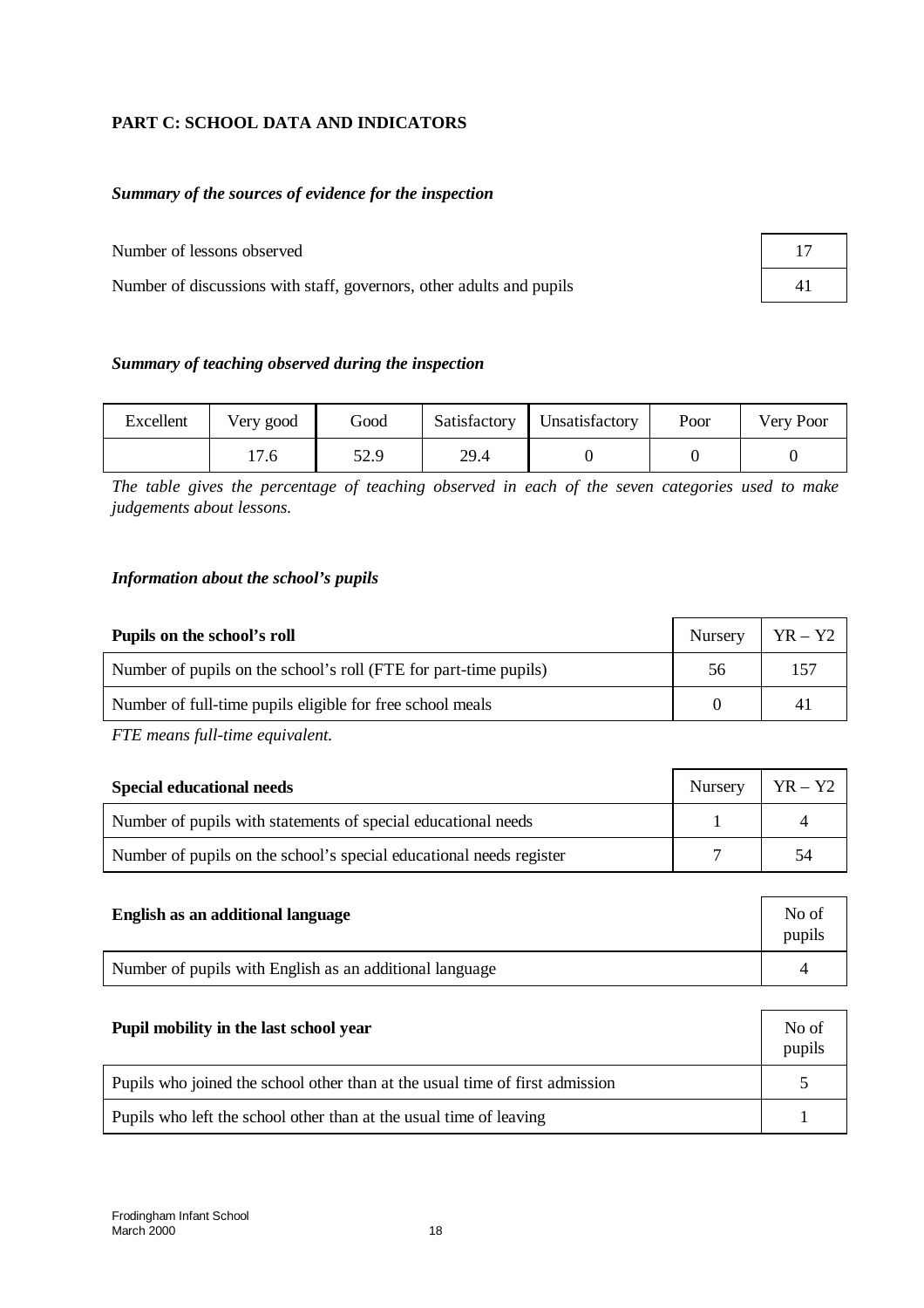## PART C: SCHOOL DATA AND INDICATORS

### *Summary of the sources of evidence for the inspection*

| | |
|---|---|
| Number of lessons observed | 17 |
| Number of discussions with staff, governors, other adults and pupils | 41 |

### *Summary of teaching observed during the inspection*

| Excellent | Very good | Good | Satisfactory | Unsatisfactory | Poor | Very Poor |
|---|---|---|---|---|---|---|
| | 17.6 | 52.9 | 29.4 | 0 | 0 | 0 |

*The table gives the percentage of teaching observed in each of the seven categories used to make judgements about lessons.*

### *Information about the school's pupils*

| **Pupils on the school's roll** | Nursery | YR – Y2 |
|---|---|---|
| Number of pupils on the school's roll (FTE for part-time pupils) | 56 | 157 |
| Number of full-time pupils eligible for free school meals | 0 | 41 |

*FTE means full-time equivalent.*

| **Special educational needs** | Nursery | YR – Y2 |
|---|---|---|
| Number of pupils with statements of special educational needs | 1 | 4 |
| Number of pupils on the school's special educational needs register | 7 | 54 |

| **English as an additional language** | No of pupils |
|---|---|
| Number of pupils with English as an additional language | 4 |

| **Pupil mobility in the last school year** | No of pupils |
|---|---|
| Pupils who joined the school other than at the usual time of first admission | 5 |
| Pupils who left the school other than at the usual time of leaving | 1 |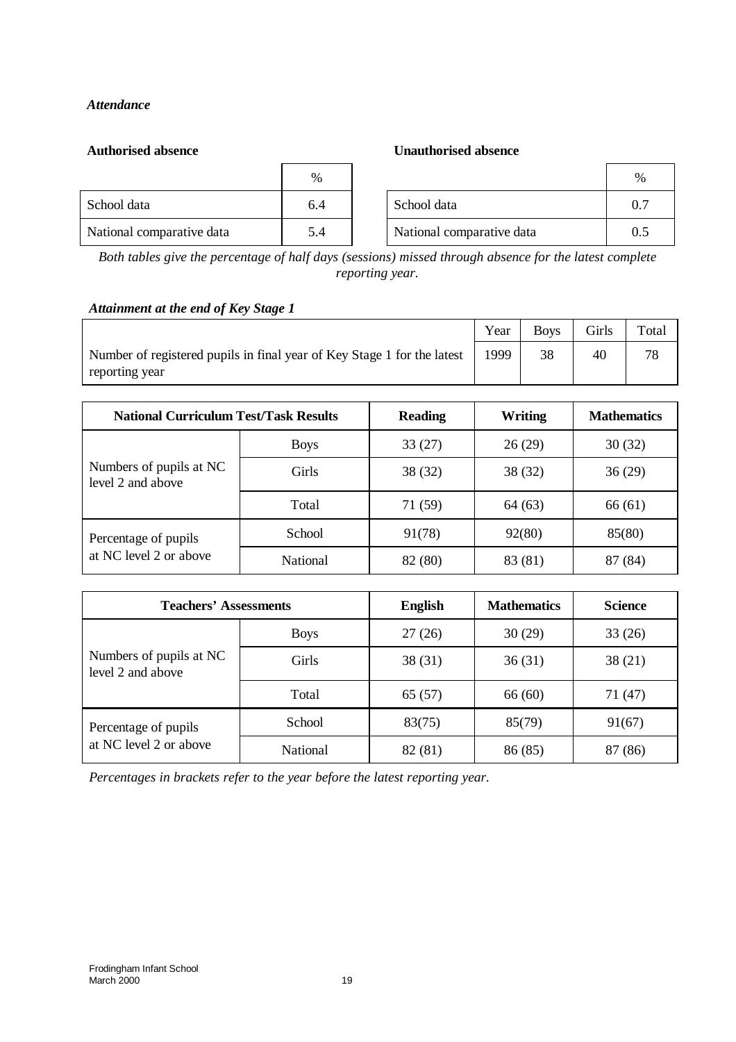*Attendance*

**Authorised absence**

| | % |
|---|---|
| School data | 6.4 |
| National comparative data | 5.4 |

**Unauthorised absence**

| | % |
|---|---|
| School data | 0.7 |
| National comparative data | 0.5 |

*Both tables give the percentage of half days (sessions) missed through absence for the latest complete reporting year.*

***Attainment at the end of Key Stage 1***

| | Year | Boys | Girls | Total |
|---|---|---|---|---|
| Number of registered pupils in final year of Key Stage 1 for the latest reporting year | 1999 | 38 | 40 | 78 |

| **National Curriculum Test/Task Results** | | **Reading** | **Writing** | **Mathematics** |
|---|---|---|---|---|
| Numbers of pupils at NC level 2 and above | Boys | 33 (27) | 26 (29) | 30 (32) |
| | Girls | 38 (32) | 38 (32) | 36 (29) |
| | Total | 71 (59) | 64 (63) | 66 (61) |
| Percentage of pupils at NC level 2 or above | School | 91(78) | 92(80) | 85(80) |
| | National | 82 (80) | 83 (81) | 87 (84) |

| **Teachers' Assessments** | | **English** | **Mathematics** | **Science** |
|---|---|---|---|---|
| Numbers of pupils at NC level 2 and above | Boys | 27 (26) | 30 (29) | 33 (26) |
| | Girls | 38 (31) | 36 (31) | 38 (21) |
| | Total | 65 (57) | 66 (60) | 71 (47) |
| Percentage of pupils at NC level 2 or above | School | 83(75) | 85(79) | 91(67) |
| | National | 82 (81) | 86 (85) | 87 (86) |

*Percentages in brackets refer to the year before the latest reporting year.*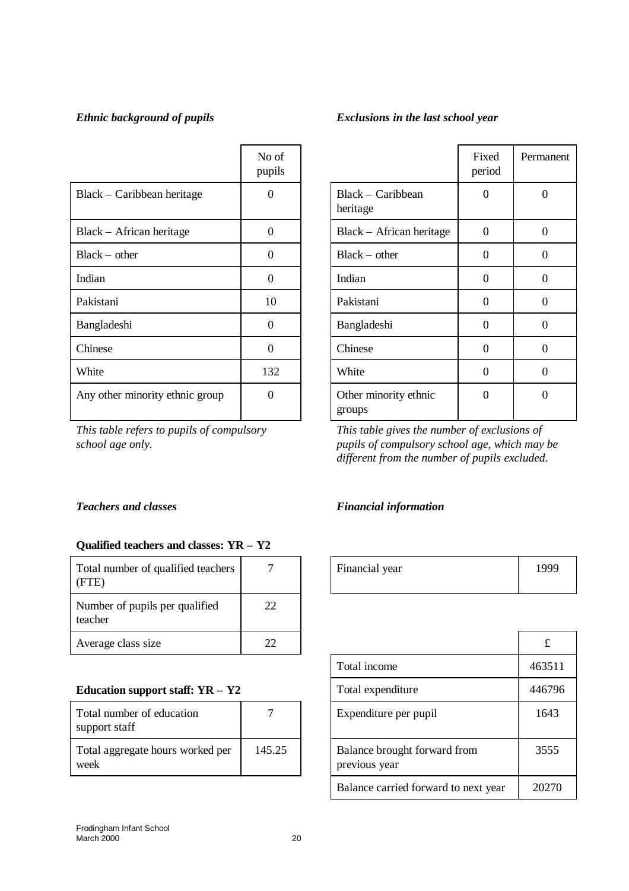### *Ethnic background of pupils*

| | No of pupils |
|---|---|
| Black – Caribbean heritage | 0 |
| Black – African heritage | 0 |
| Black – other | 0 |
| Indian | 0 |
| Pakistani | 10 |
| Bangladeshi | 0 |
| Chinese | 0 |
| White | 132 |
| Any other minority ethnic group | 0 |

*This table refers to pupils of compulsory school age only.*

### *Exclusions in the last school year*

| | Fixed period | Permanent |
|---|---|---|
| Black – Caribbean heritage | 0 | 0 |
| Black – African heritage | 0 | 0 |
| Black – other | 0 | 0 |
| Indian | 0 | 0 |
| Pakistani | 0 | 0 |
| Bangladeshi | 0 | 0 |
| Chinese | 0 | 0 |
| White | 0 | 0 |
| Other minority ethnic groups | 0 | 0 |

*This table gives the number of exclusions of pupils of compulsory school age, which may be different from the number of pupils excluded.*

### *Teachers and classes*

**Qualified teachers and classes: YR – Y2**

| | |
|---|---|
| Total number of qualified teachers (FTE) | 7 |
| Number of pupils per qualified teacher | 22 |
| Average class size | 22 |

**Education support staff: YR – Y2**

| | |
|---|---|
| Total number of education support staff | 7 |
| Total aggregate hours worked per week | 145.25 |

### *Financial information*

| | |
|---|---|
| Financial year | 1999 |

| | £ |
|---|---|
| Total income | 463511 |
| Total expenditure | 446796 |
| Expenditure per pupil | 1643 |
| Balance brought forward from previous year | 3555 |
| Balance carried forward to next year | 20270 |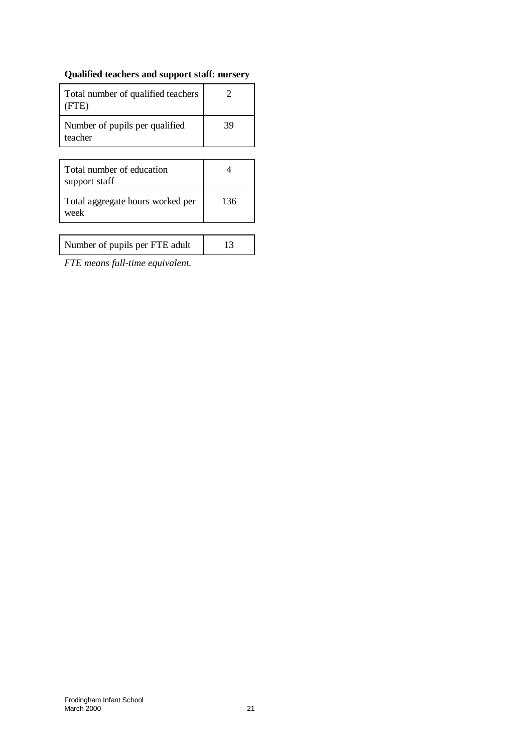**Qualified teachers and support staff: nursery**

| | |
|---|---|
| Total number of qualified teachers (FTE) | 2 |
| Number of pupils per qualified teacher | 39 |

| | |
|---|---|
| Total number of education support staff | 4 |
| Total aggregate hours worked per week | 136 |

| | |
|---|---|
| Number of pupils per FTE adult | 13 |

*FTE means full-time equivalent.*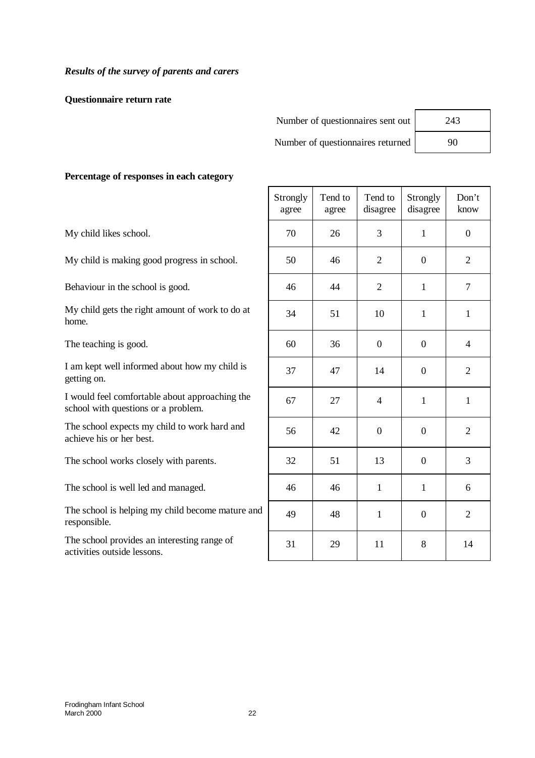*Results of the survey of parents and carers*

**Questionnaire return rate**

| | |
|---|---|
| Number of questionnaires sent out | 243 |
| Number of questionnaires returned | 90 |

**Percentage of responses in each category**

| | Strongly agree | Tend to agree | Tend to disagree | Strongly disagree | Don't know |
|---|---|---|---|---|---|
| My child likes school. | 70 | 26 | 3 | 1 | 0 |
| My child is making good progress in school. | 50 | 46 | 2 | 0 | 2 |
| Behaviour in the school is good. | 46 | 44 | 2 | 1 | 7 |
| My child gets the right amount of work to do at home. | 34 | 51 | 10 | 1 | 1 |
| The teaching is good. | 60 | 36 | 0 | 0 | 4 |
| I am kept well informed about how my child is getting on. | 37 | 47 | 14 | 0 | 2 |
| I would feel comfortable about approaching the school with questions or a problem. | 67 | 27 | 4 | 1 | 1 |
| The school expects my child to work hard and achieve his or her best. | 56 | 42 | 0 | 0 | 2 |
| The school works closely with parents. | 32 | 51 | 13 | 0 | 3 |
| The school is well led and managed. | 46 | 46 | 1 | 1 | 6 |
| The school is helping my child become mature and responsible. | 49 | 48 | 1 | 0 | 2 |
| The school provides an interesting range of activities outside lessons. | 31 | 29 | 11 | 8 | 14 |